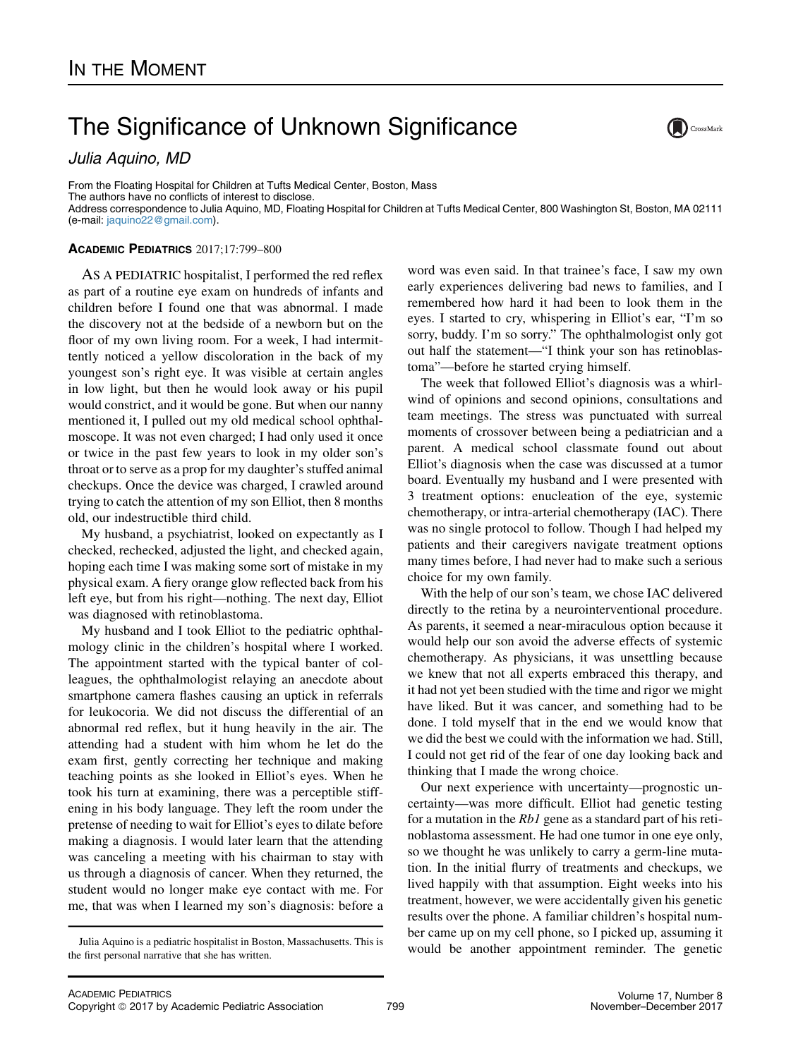# In the Moment

# The Significance of Unknown Significance

*Julia Aquino, MD*

From the Floating Hospital for Children at Tufts Medical Center, Boston, Mass
The authors have no conflicts of interest to disclose.
Address correspondence to Julia Aquino, MD, Floating Hospital for Children at Tufts Medical Center, 800 Washington St, Boston, MA 02111 (e-mail: jaquino22@gmail.com).

**Academic Pediatrics** 2017;17:799–800

As a pediatric hospitalist, I performed the red reflex as part of a routine eye exam on hundreds of infants and children before I found one that was abnormal. I made the discovery not at the bedside of a newborn but on the floor of my own living room. For a week, I had intermittently noticed a yellow discoloration in the back of my youngest son's right eye. It was visible at certain angles in low light, but then he would look away or his pupil would constrict, and it would be gone. But when our nanny mentioned it, I pulled out my old medical school ophthalmoscope. It was not even charged; I had only used it once or twice in the past few years to look in my older son's throat or to serve as a prop for my daughter's stuffed animal checkups. Once the device was charged, I crawled around trying to catch the attention of my son Elliot, then 8 months old, our indestructible third child.

My husband, a psychiatrist, looked on expectantly as I checked, rechecked, adjusted the light, and checked again, hoping each time I was making some sort of mistake in my physical exam. A fiery orange glow reflected back from his left eye, but from his right—nothing. The next day, Elliot was diagnosed with retinoblastoma.

My husband and I took Elliot to the pediatric ophthalmology clinic in the children's hospital where I worked. The appointment started with the typical banter of colleagues, the ophthalmologist relaying an anecdote about smartphone camera flashes causing an uptick in referrals for leukocoria. We did not discuss the differential of an abnormal red reflex, but it hung heavily in the air. The attending had a student with him whom he let do the exam first, gently correcting her technique and making teaching points as she looked in Elliot's eyes. When he took his turn at examining, there was a perceptible stiffening in his body language. They left the room under the pretense of needing to wait for Elliot's eyes to dilate before making a diagnosis. I would later learn that the attending was canceling a meeting with his chairman to stay with us through a diagnosis of cancer. When they returned, the student would no longer make eye contact with me. For me, that was when I learned my son's diagnosis: before a word was even said. In that trainee's face, I saw my own early experiences delivering bad news to families, and I remembered how hard it had been to look them in the eyes. I started to cry, whispering in Elliot's ear, "I'm so sorry, buddy. I'm so sorry." The ophthalmologist only got out half the statement—"I think your son has retinoblastoma"—before he started crying himself.

The week that followed Elliot's diagnosis was a whirlwind of opinions and second opinions, consultations and team meetings. The stress was punctuated with surreal moments of crossover between being a pediatrician and a parent. A medical school classmate found out about Elliot's diagnosis when the case was discussed at a tumor board. Eventually my husband and I were presented with 3 treatment options: enucleation of the eye, systemic chemotherapy, or intra-arterial chemotherapy (IAC). There was no single protocol to follow. Though I had helped my patients and their caregivers navigate treatment options many times before, I had never had to make such a serious choice for my own family.

With the help of our son's team, we chose IAC delivered directly to the retina by a neurointerventional procedure. As parents, it seemed a near-miraculous option because it would help our son avoid the adverse effects of systemic chemotherapy. As physicians, it was unsettling because we knew that not all experts embraced this therapy, and it had not yet been studied with the time and rigor we might have liked. But it was cancer, and something had to be done. I told myself that in the end we would know that we did the best we could with the information we had. Still, I could not get rid of the fear of one day looking back and thinking that I made the wrong choice.

Our next experience with uncertainty—prognostic uncertainty—was more difficult. Elliot had genetic testing for a mutation in the *Rb1* gene as a standard part of his retinoblastoma assessment. He had one tumor in one eye only, so we thought he was unlikely to carry a germ-line mutation. In the initial flurry of treatments and checkups, we lived happily with that assumption. Eight weeks into his treatment, however, we were accidentally given his genetic results over the phone. A familiar children's hospital number came up on my cell phone, so I picked up, assuming it would be another appointment reminder. The genetic

Julia Aquino is a pediatric hospitalist in Boston, Massachusetts. This is the first personal narrative that she has written.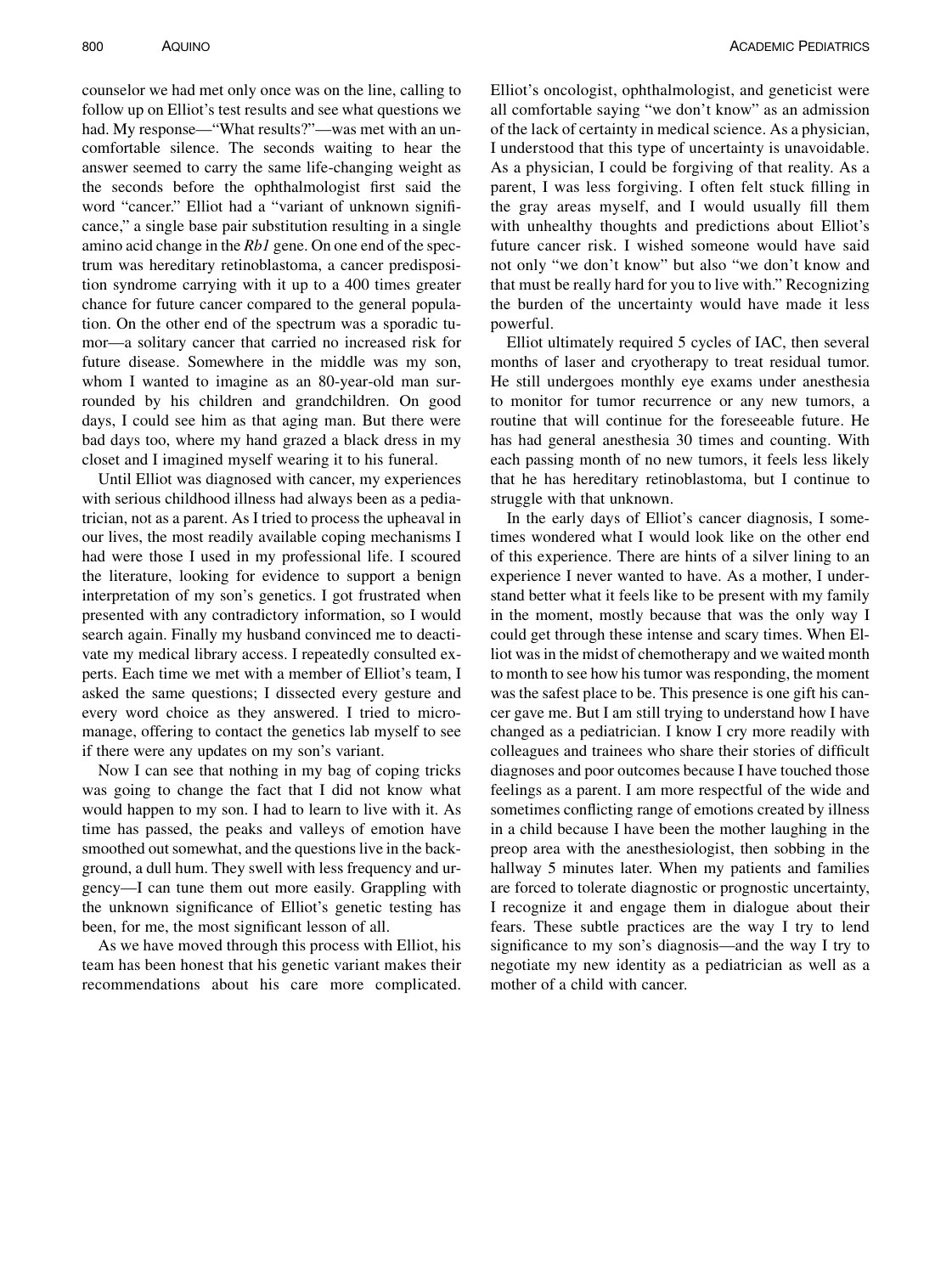counselor we had met only once was on the line, calling to follow up on Elliot's test results and see what questions we had. My response—"What results?"—was met with an uncomfortable silence. The seconds waiting to hear the answer seemed to carry the same life-changing weight as the seconds before the ophthalmologist first said the word "cancer." Elliot had a "variant of unknown significance," a single base pair substitution resulting in a single amino acid change in the *Rb1* gene. On one end of the spectrum was hereditary retinoblastoma, a cancer predisposition syndrome carrying with it up to a 400 times greater chance for future cancer compared to the general population. On the other end of the spectrum was a sporadic tumor—a solitary cancer that carried no increased risk for future disease. Somewhere in the middle was my son, whom I wanted to imagine as an 80-year-old man surrounded by his children and grandchildren. On good days, I could see him as that aging man. But there were bad days too, where my hand grazed a black dress in my closet and I imagined myself wearing it to his funeral.

Until Elliot was diagnosed with cancer, my experiences with serious childhood illness had always been as a pediatrician, not as a parent. As I tried to process the upheaval in our lives, the most readily available coping mechanisms I had were those I used in my professional life. I scoured the literature, looking for evidence to support a benign interpretation of my son's genetics. I got frustrated when presented with any contradictory information, so I would search again. Finally my husband convinced me to deactivate my medical library access. I repeatedly consulted experts. Each time we met with a member of Elliot's team, I asked the same questions; I dissected every gesture and every word choice as they answered. I tried to micromanage, offering to contact the genetics lab myself to see if there were any updates on my son's variant.

Now I can see that nothing in my bag of coping tricks was going to change the fact that I did not know what would happen to my son. I had to learn to live with it. As time has passed, the peaks and valleys of emotion have smoothed out somewhat, and the questions live in the background, a dull hum. They swell with less frequency and urgency—I can tune them out more easily. Grappling with the unknown significance of Elliot's genetic testing has been, for me, the most significant lesson of all.

As we have moved through this process with Elliot, his team has been honest that his genetic variant makes their recommendations about his care more complicated. Elliot's oncologist, ophthalmologist, and geneticist were all comfortable saying "we don't know" as an admission of the lack of certainty in medical science. As a physician, I understood that this type of uncertainty is unavoidable. As a physician, I could be forgiving of that reality. As a parent, I was less forgiving. I often felt stuck filling in the gray areas myself, and I would usually fill them with unhealthy thoughts and predictions about Elliot's future cancer risk. I wished someone would have said not only "we don't know" but also "we don't know and that must be really hard for you to live with." Recognizing the burden of the uncertainty would have made it less powerful.

Elliot ultimately required 5 cycles of IAC, then several months of laser and cryotherapy to treat residual tumor. He still undergoes monthly eye exams under anesthesia to monitor for tumor recurrence or any new tumors, a routine that will continue for the foreseeable future. He has had general anesthesia 30 times and counting. With each passing month of no new tumors, it feels less likely that he has hereditary retinoblastoma, but I continue to struggle with that unknown.

In the early days of Elliot's cancer diagnosis, I sometimes wondered what I would look like on the other end of this experience. There are hints of a silver lining to an experience I never wanted to have. As a mother, I understand better what it feels like to be present with my family in the moment, mostly because that was the only way I could get through these intense and scary times. When Elliot was in the midst of chemotherapy and we waited month to month to see how his tumor was responding, the moment was the safest place to be. This presence is one gift his cancer gave me. But I am still trying to understand how I have changed as a pediatrician. I know I cry more readily with colleagues and trainees who share their stories of difficult diagnoses and poor outcomes because I have touched those feelings as a parent. I am more respectful of the wide and sometimes conflicting range of emotions created by illness in a child because I have been the mother laughing in the preop area with the anesthesiologist, then sobbing in the hallway 5 minutes later. When my patients and families are forced to tolerate diagnostic or prognostic uncertainty, I recognize it and engage them in dialogue about their fears. These subtle practices are the way I try to lend significance to my son's diagnosis—and the way I try to negotiate my new identity as a pediatrician as well as a mother of a child with cancer.